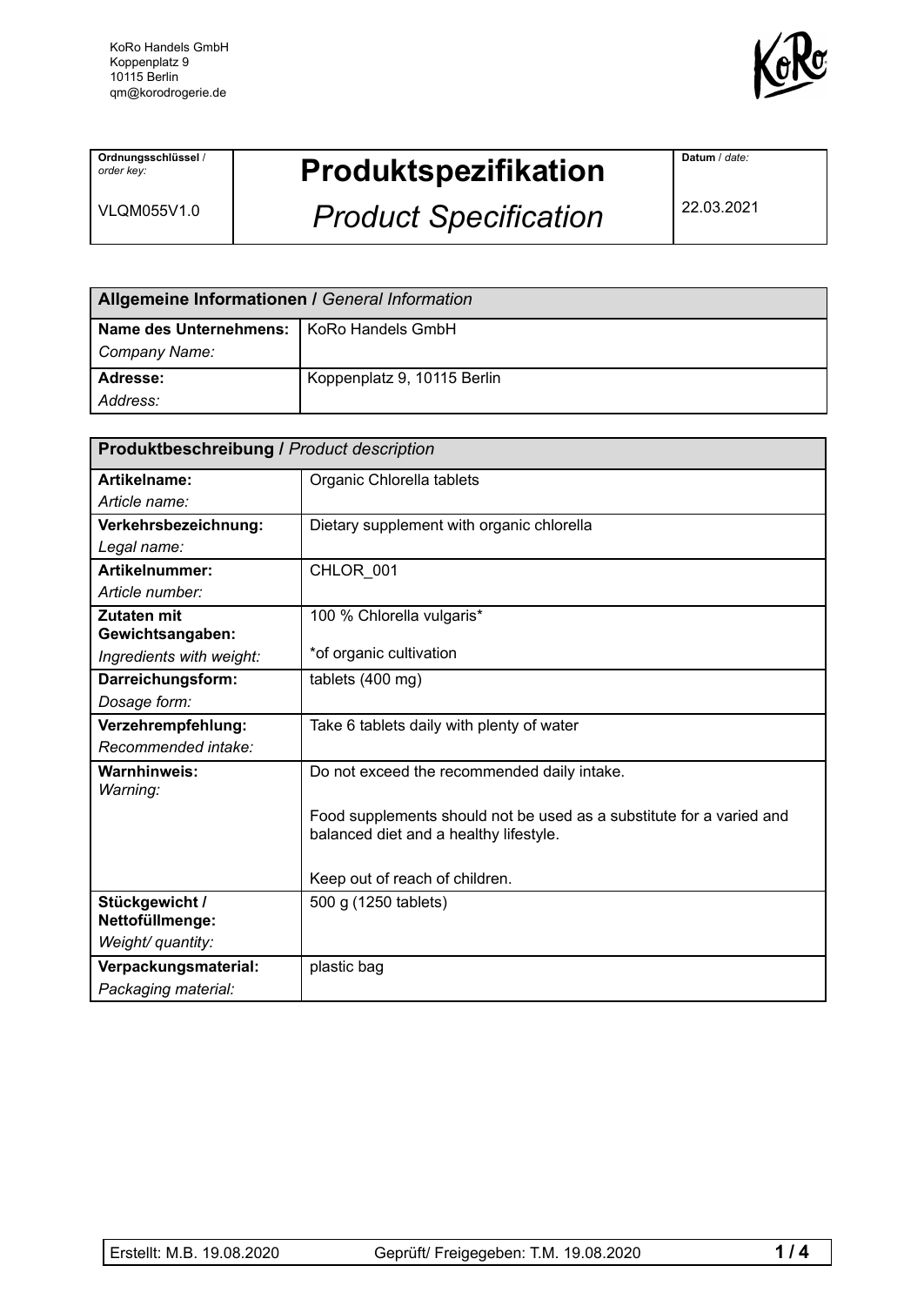KoRo Handels GmbH
Koppenplatz 9
10115 Berlin
qm@korodrogerie.de

| **Ordnungsschlüssel** / *order key:* VLQM055V1.0 | **Produktspezifikation** *Product Specification* | **Datum** / *date:* 22.03.2021 |
|---|---|---|

| **Allgemeine Informationen /** *General Information* | |
|---|---|
| **Name des Unternehmens:** *Company Name:* | KoRo Handels GmbH |
| **Adresse:** *Address:* | Koppenplatz 9, 10115 Berlin |

| **Produktbeschreibung /** *Product description* | |
|---|---|
| **Artikelname:** *Article name:* | Organic Chlorella tablets |
| **Verkehrsbezeichnung:** *Legal name:* | Dietary supplement with organic chlorella |
| **Artikelnummer:** *Article number:* | CHLOR_001 |
| **Zutaten mit Gewichtsangaben:** *Ingredients with weight:* | 100 % Chlorella vulgaris* <br> *of organic cultivation |
| **Darreichungsform:** *Dosage form:* | tablets (400 mg) |
| **Verzehrempfehlung:** *Recommended intake:* | Take 6 tablets daily with plenty of water |
| **Warnhinweis:** *Warning:* | Do not exceed the recommended daily intake. <br> Food supplements should not be used as a substitute for a varied and balanced diet and a healthy lifestyle. <br> Keep out of reach of children. |
| **Stückgewicht / Nettofüllmenge:** *Weight/ quantity:* | 500 g (1250 tablets) |
| **Verpackungsmaterial:** *Packaging material:* | plastic bag |

Erstellt: M.B. 19.08.2020 | Geprüft/ Freigegeben: T.M. 19.08.2020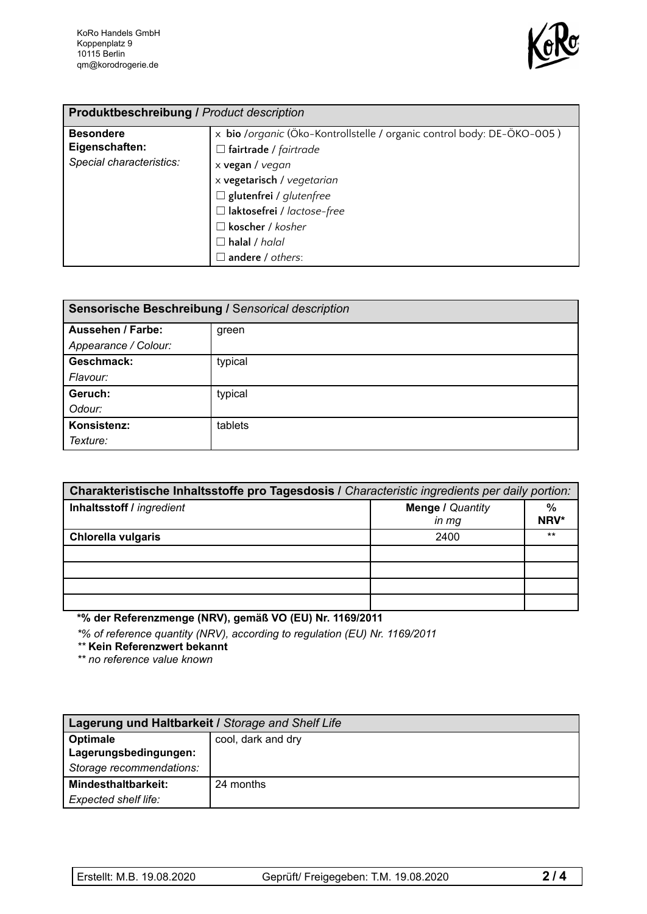KoRo Handels GmbH
Koppenplatz 9
10115 Berlin
qm@korodrogerie.de

| **Produktbeschreibung /** *Product description* | |
|---|---|
| **Besondere Eigenschaften:** *Special characteristics:* | x **bio** /*organic* (Öko-Kontrollstelle / organic control body: DE-ÖKO-005 )<br>☐ **fairtrade** / *fairtrade*<br>x **vegan** / *vegan*<br>x **vegetarisch** / *vegetarian*<br>☐ **glutenfrei** / *glutenfree*<br>☐ **laktosefrei** / *lactose-free*<br>☐ **koscher** / *kosher*<br>☐ **halal** / *halal*<br>☐ **andere** / *others*: |

| **Sensorische Beschreibung /** S*ensorical description* | |
|---|---|
| **Aussehen / Farbe:** *Appearance / Colour:* | green |
| **Geschmack:** *Flavour:* | typical |
| **Geruch:** *Odour:* | typical |
| **Konsistenz:** *Texture:* | tablets |

| **Charakteristische Inhaltsstoffe pro Tagesdosis /** *Characteristic ingredients per daily portion:* | | |
|---|---|---|
| **Inhaltsstoff /** *ingredient* | **Menge /** *Quantity in mg* | **% NRV*** |
| **Chlorella vulgaris** | 2400 | ** |
| | | |
| | | |
| | | |
| | | |

**\*% der Referenzmenge (NRV), gemäß VO (EU) Nr. 1169/2011**

*\*% of reference quantity (NRV), according to regulation (EU) Nr. 1169/2011*

*\*\** **Kein Referenzwert bekannt**

*\*\* no reference value known*

| **Lagerung und Haltbarkeit /** *Storage and Shelf Life* | |
|---|---|
| **Optimale Lagerungsbedingungen:** *Storage recommendations:* | cool, dark and dry |
| **Mindesthaltbarkeit:** *Expected shelf life:* | 24 months |

Erstellt: M.B. 19.08.2020 | Geprüft/ Freigegeben: T.M. 19.08.2020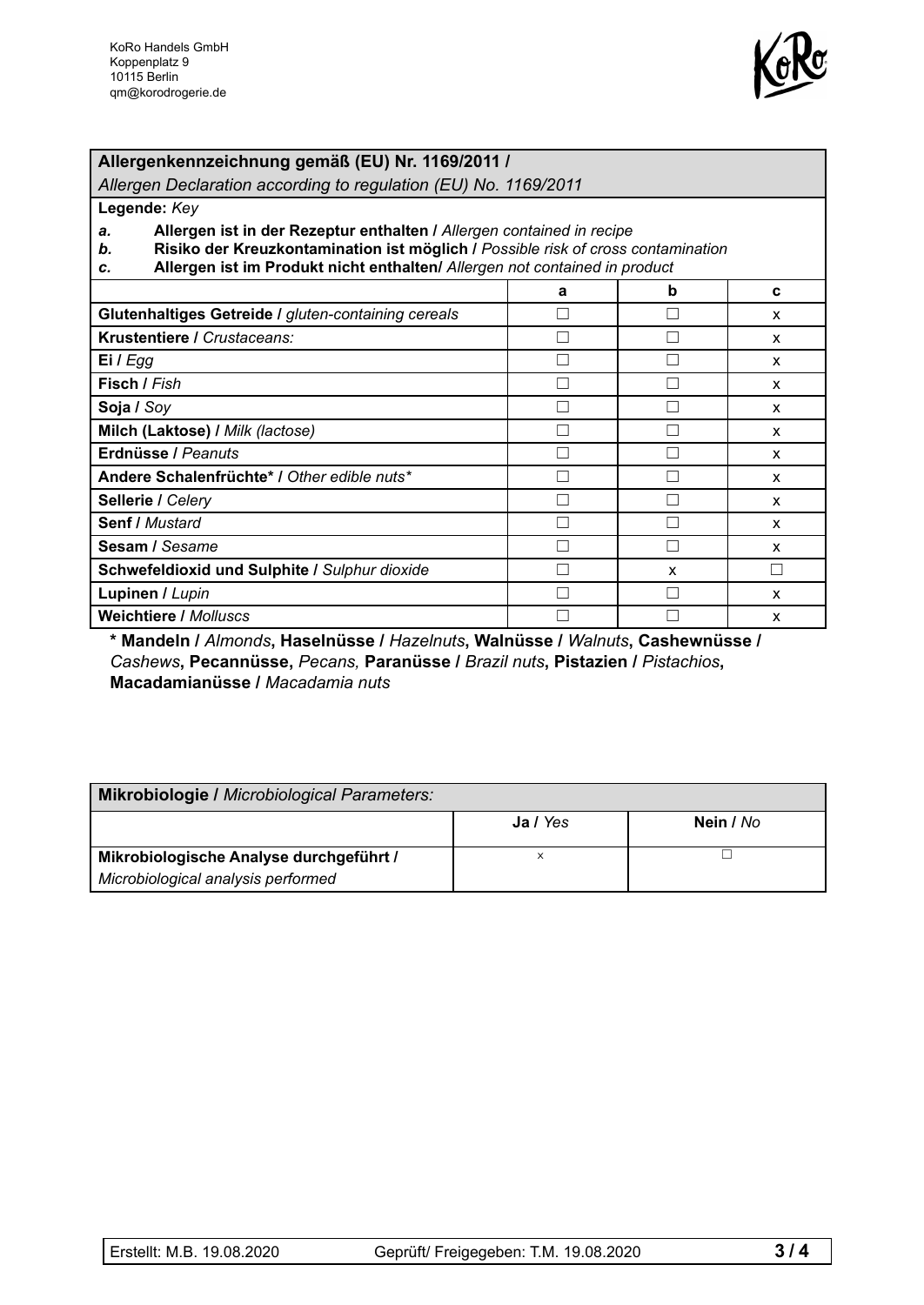KoRo Handels GmbH
Koppenplatz 9
10115 Berlin
qm@korodrogerie.de

| **Allergenkennzeichnung gemäß (EU) Nr. 1169/2011 /** *Allergen Declaration according to regulation (EU) No. 1169/2011* | | | |
|---|---|---|---|
| **Legende:** *Key*<br>***a.*** **Allergen ist in der Rezeptur enthalten /** *Allergen contained in recipe*<br>***b.*** **Risiko der Kreuzkontamination ist möglich /** *Possible risk of cross contamination*<br>***c.*** **Allergen ist im Produkt nicht enthalten/** *Allergen not contained in product* | | | |
| | **a** | **b** | **c** |
| **Glutenhaltiges Getreide /** *gluten-containing cereals* | ☐ | ☐ | x |
| **Krustentiere /** *Crustaceans:* | ☐ | ☐ | x |
| **Ei /** *Egg* | ☐ | ☐ | x |
| **Fisch /** *Fish* | ☐ | ☐ | x |
| **Soja /** *Soy* | ☐ | ☐ | x |
| **Milch (Laktose) /** *Milk (lactose)* | ☐ | ☐ | x |
| **Erdnüsse /** *Peanuts* | ☐ | ☐ | x |
| **Andere Schalenfrüchte\* /** *Other edible nuts\** | ☐ | ☐ | x |
| **Sellerie /** *Celery* | ☐ | ☐ | x |
| **Senf /** *Mustard* | ☐ | ☐ | x |
| **Sesam /** *Sesame* | ☐ | ☐ | x |
| **Schwefeldioxid und Sulphite /** *Sulphur dioxide* | ☐ | x | ☐ |
| **Lupinen /** *Lupin* | ☐ | ☐ | x |
| **Weichtiere /** *Molluscs* | ☐ | ☐ | x |

**\* Mandeln /** *Almonds*, **Haselnüsse /** *Hazelnuts*, **Walnüsse /** *Walnuts*, **Cashewnüsse /** *Cashews*, **Pecannüsse,** *Pecans,* **Paranüsse /** *Brazil nuts*, **Pistazien /** *Pistachios*, **Macadamianüsse /** *Macadamia nuts*

| **Mikrobiologie /** *Microbiological Parameters:* | | |
|---|---|---|
| | **Ja /** *Yes* | **Nein /** *No* |
| **Mikrobiologische Analyse durchgeführt /** *Microbiological analysis performed* | x | ☐ |

Erstellt: M.B. 19.08.2020 Geprüft/ Freigegeben: T.M. 19.08.2020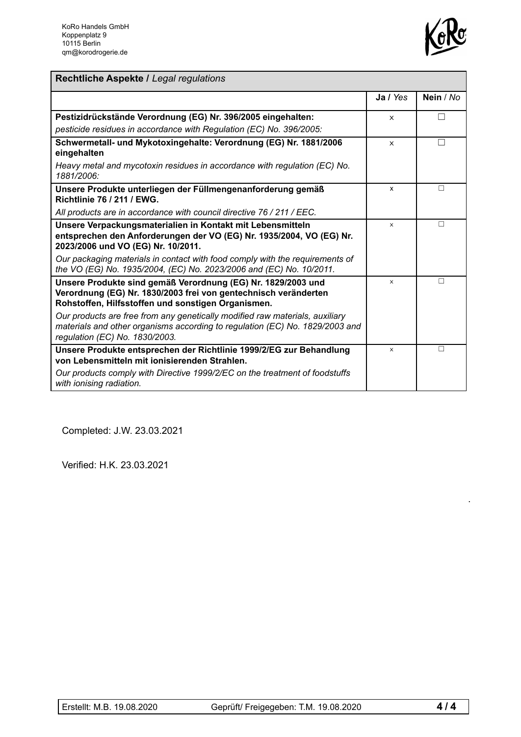| Rechtliche Aspekte / *Legal regulations* | | |
|---|---|---|
| | **Ja /** *Yes* | **Nein** / *No* |
| **Pestizidrückstände Verordnung (EG) Nr. 396/2005 eingehalten:** *pesticide residues in accordance with Regulation (EC) No. 396/2005:* | x | ☐ |
| **Schwermetall- und Mykotoxingehalte: Verordnung (EG) Nr. 1881/2006 eingehalten** *Heavy metal and mycotoxin residues in accordance with regulation (EC) No. 1881/2006:* | x | ☐ |
| **Unsere Produkte unterliegen der Füllmengenanforderung gemäß Richtlinie 76 / 211 / EWG.** *All products are in accordance with council directive 76 / 211 / EEC.* | x | ☐ |
| **Unsere Verpackungsmaterialien in Kontakt mit Lebensmitteln entsprechen den Anforderungen der VO (EG) Nr. 1935/2004, VO (EG) Nr. 2023/2006 und VO (EG) Nr. 10/2011.** *Our packaging materials in contact with food comply with the requirements of the VO (EG) No. 1935/2004, (EC) No. 2023/2006 and (EC) No. 10/2011.* | x | ☐ |
| **Unsere Produkte sind gemäß Verordnung (EG) Nr. 1829/2003 und Verordnung (EG) Nr. 1830/2003 frei von gentechnisch veränderten Rohstoffen, Hilfsstoffen und sonstigen Organismen.** *Our products are free from any genetically modified raw materials, auxiliary materials and other organisms according to regulation (EC) No. 1829/2003 and regulation (EC) No. 1830/2003.* | x | ☐ |
| **Unsere Produkte entsprechen der Richtlinie 1999/2/EG zur Behandlung von Lebensmitteln mit ionisierenden Strahlen.** *Our products comply with Directive 1999/2/EC on the treatment of foodstuffs with ionising radiation.* | x | ☐ |

Completed: J.W. 23.03.2021

Verified: H.K. 23.03.2021

| Erstellt: M.B. 19.08.2020 | Geprüft/ Freigegeben: T.M. 19.08.2020 |
|---|---|